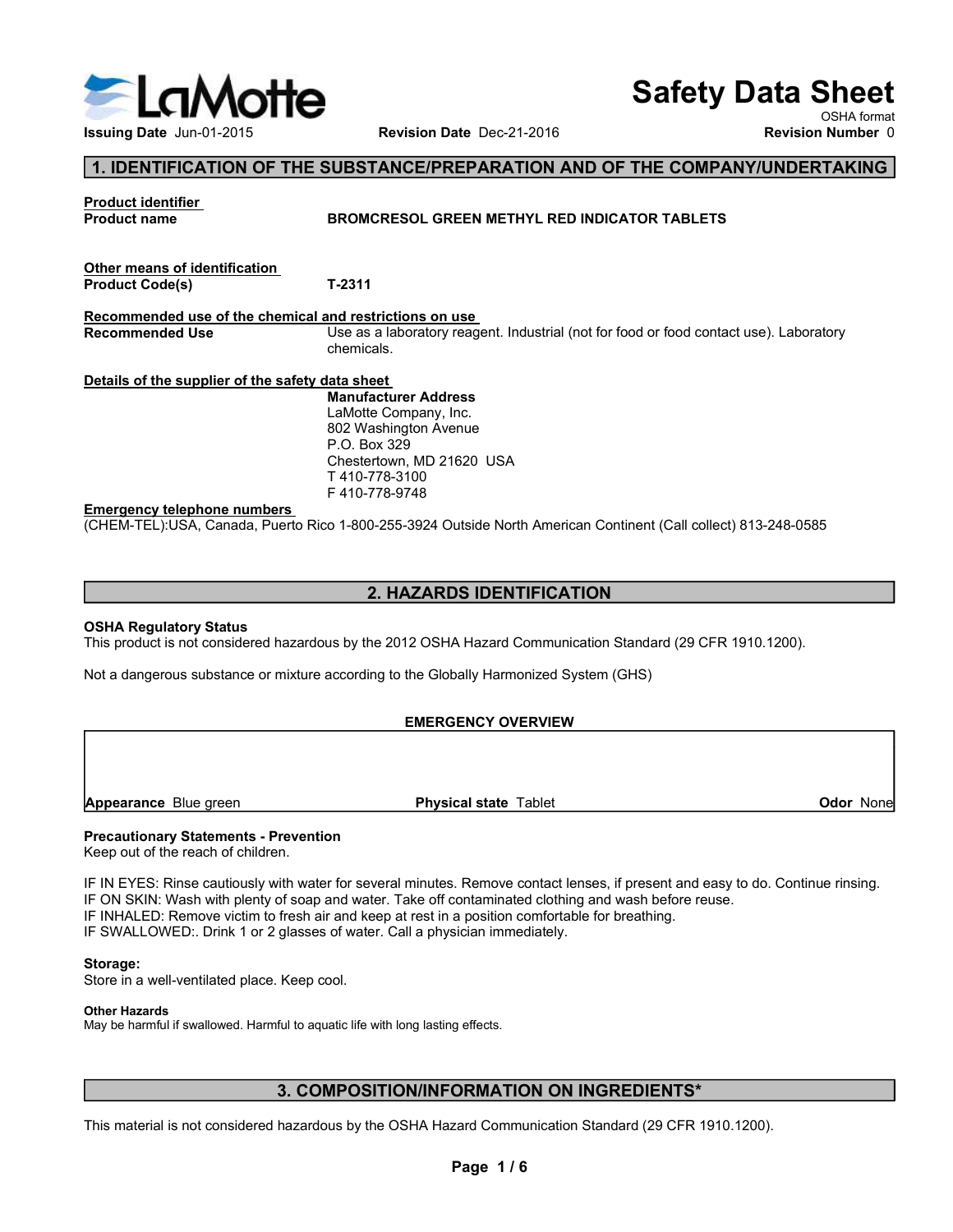LaMotte

# Safety Data Sheet

OSHA format

**Issuing Date** Jun-01-2015 **Revision Date** Dec-21-2016 **Revision Number** 0

## 1. IDENTIFICATION OF THE SUBSTANCE/PREPARATION AND OF THE COMPANY/UNDERTAKING

**Product identifier**

**Product name** BROMCRESOL GREEN METHYL RED INDICATOR TABLETS

**Other means of identification**

**Product Code(s)** T-2311

**Recommended use of the chemical and restrictions on use**

**Recommended Use** Use as a laboratory reagent. Industrial (not for food or food contact use). Laboratory chemicals.

**Details of the supplier of the safety data sheet**

**Manufacturer Address**
LaMotte Company, Inc.
802 Washington Avenue
P.O. Box 329
Chestertown, MD 21620 USA
T 410-778-3100
F 410-778-9748

**Emergency telephone numbers**

(CHEM-TEL):USA, Canada, Puerto Rico 1-800-255-3924 Outside North American Continent (Call collect) 813-248-0585

## 2. HAZARDS IDENTIFICATION

**OSHA Regulatory Status**

This product is not considered hazardous by the 2012 OSHA Hazard Communication Standard (29 CFR 1910.1200).

Not a dangerous substance or mixture according to the Globally Harmonized System (GHS)

**EMERGENCY OVERVIEW**

| **Appearance** Blue green | **Physical state** Tablet | **Odor** None |
|---|---|---|

**Precautionary Statements - Prevention**

Keep out of the reach of children.

IF IN EYES: Rinse cautiously with water for several minutes. Remove contact lenses, if present and easy to do. Continue rinsing.
IF ON SKIN: Wash with plenty of soap and water. Take off contaminated clothing and wash before reuse.
IF INHALED: Remove victim to fresh air and keep at rest in a position comfortable for breathing.
IF SWALLOWED:. Drink 1 or 2 glasses of water. Call a physician immediately.

**Storage:**

Store in a well-ventilated place. Keep cool.

**Other Hazards**

May be harmful if swallowed. Harmful to aquatic life with long lasting effects.

## 3. COMPOSITION/INFORMATION ON INGREDIENTS*

This material is not considered hazardous by the OSHA Hazard Communication Standard (29 CFR 1910.1200).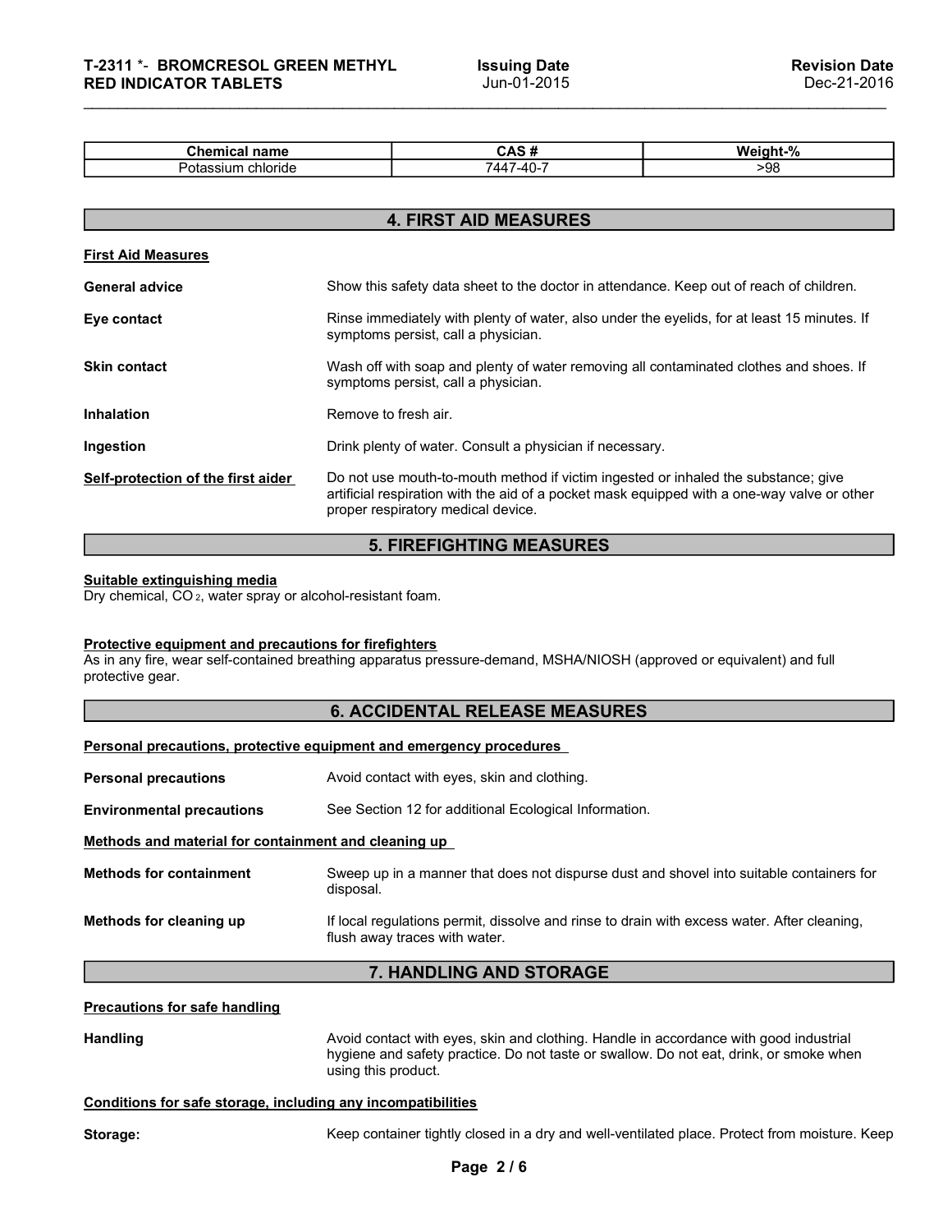| Chemical name | CAS # | Weight-% |
|---|---|---|
| Potassium chloride | 7447-40-7 | >98 |

## 4. FIRST AID MEASURES

**First Aid Measures**

**General advice** Show this safety data sheet to the doctor in attendance. Keep out of reach of children.

**Eye contact** Rinse immediately with plenty of water, also under the eyelids, for at least 15 minutes. If symptoms persist, call a physician.

**Skin contact** Wash off with soap and plenty of water removing all contaminated clothes and shoes. If symptoms persist, call a physician.

**Inhalation** Remove to fresh air.

**Ingestion** Drink plenty of water. Consult a physician if necessary.

**Self-protection of the first aider** Do not use mouth-to-mouth method if victim ingested or inhaled the substance; give artificial respiration with the aid of a pocket mask equipped with a one-way valve or other proper respiratory medical device.

## 5. FIREFIGHTING MEASURES

**Suitable extinguishing media**

Dry chemical, $CO_2$, water spray or alcohol-resistant foam.

**Protective equipment and precautions for firefighters**

As in any fire, wear self-contained breathing apparatus pressure-demand, MSHA/NIOSH (approved or equivalent) and full protective gear.

## 6. ACCIDENTAL RELEASE MEASURES

**Personal precautions, protective equipment and emergency procedures**

**Personal precautions** Avoid contact with eyes, skin and clothing.

**Environmental precautions** See Section 12 for additional Ecological Information.

**Methods and material for containment and cleaning up**

**Methods for containment** Sweep up in a manner that does not dispurse dust and shovel into suitable containers for disposal.

**Methods for cleaning up** If local regulations permit, dissolve and rinse to drain with excess water. After cleaning, flush away traces with water.

## 7. HANDLING AND STORAGE

**Precautions for safe handling**

**Handling** Avoid contact with eyes, skin and clothing. Handle in accordance with good industrial hygiene and safety practice. Do not taste or swallow. Do not eat, drink, or smoke when using this product.

**Conditions for safe storage, including any incompatibilities**

**Storage:** Keep container tightly closed in a dry and well-ventilated place. Protect from moisture. Keep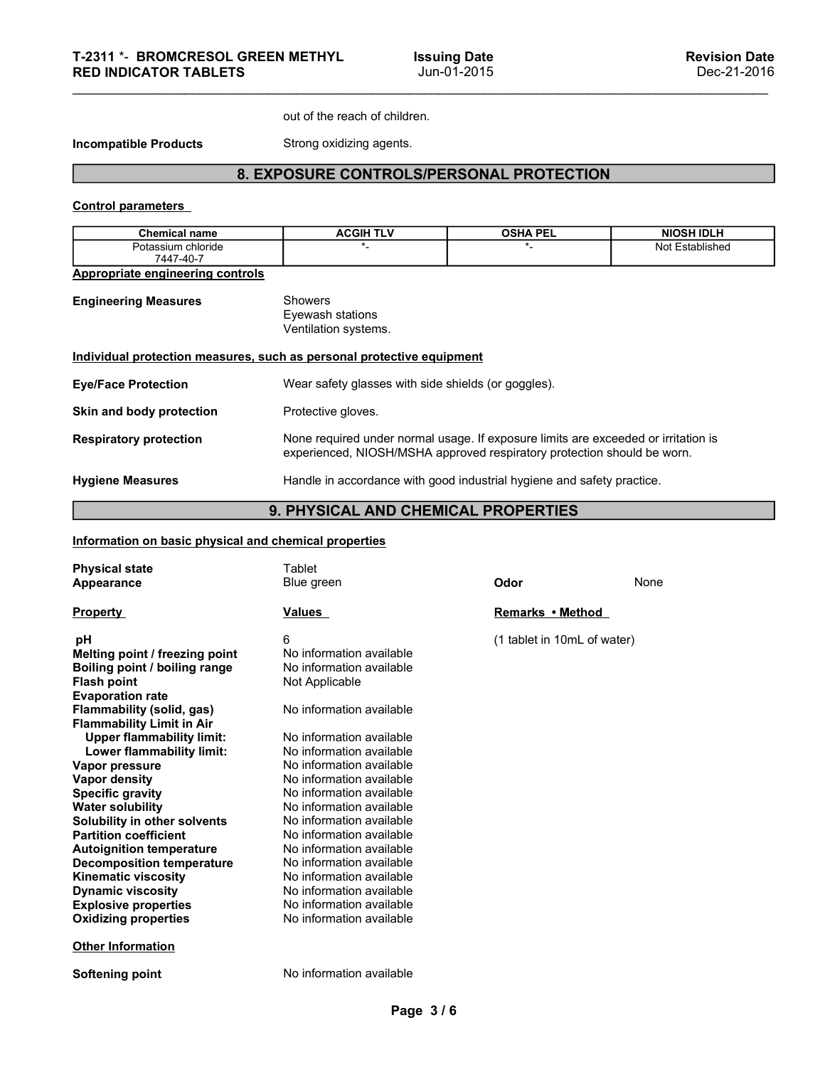out of the reach of children.

**Incompatible Products** Strong oxidizing agents.

## 8. EXPOSURE CONTROLS/PERSONAL PROTECTION

**Control parameters**

| Chemical name | ACGIH TLV | OSHA PEL | NIOSH IDLH |
|---|---|---|---|
| Potassium chloride 7447-40-7 | *- | *- | Not Established |

**Appropriate engineering controls**

**Engineering Measures**
Showers
Eyewash stations
Ventilation systems.

**Individual protection measures, such as personal protective equipment**

**Eye/Face Protection** Wear safety glasses with side shields (or goggles).

**Skin and body protection** Protective gloves.

**Respiratory protection** None required under normal usage. If exposure limits are exceeded or irritation is experienced, NIOSH/MSHA approved respiratory protection should be worn.

**Hygiene Measures** Handle in accordance with good industrial hygiene and safety practice.

## 9. PHYSICAL AND CHEMICAL PROPERTIES

**Information on basic physical and chemical properties**

**Physical state** Tablet
**Appearance** Blue green
**Odor** None

| Property | Values | Remarks • Method |
|---|---|---|
| **pH** | 6 | (1 tablet in 10mL of water) |
| **Melting point / freezing point** | No information available | |
| **Boiling point / boiling range** | No information available | |
| **Flash point** | Not Applicable | |
| **Evaporation rate** | | |
| **Flammability (solid, gas)** | No information available | |
| **Flammability Limit in Air** | | |
| **Upper flammability limit:** | No information available | |
| **Lower flammability limit:** | No information available | |
| **Vapor pressure** | No information available | |
| **Vapor density** | No information available | |
| **Specific gravity** | No information available | |
| **Water solubility** | No information available | |
| **Solubility in other solvents** | No information available | |
| **Partition coefficient** | No information available | |
| **Autoignition temperature** | No information available | |
| **Decomposition temperature** | No information available | |
| **Kinematic viscosity** | No information available | |
| **Dynamic viscosity** | No information available | |
| **Explosive properties** | No information available | |
| **Oxidizing properties** | No information available | |

**Other Information**

**Softening point** No information available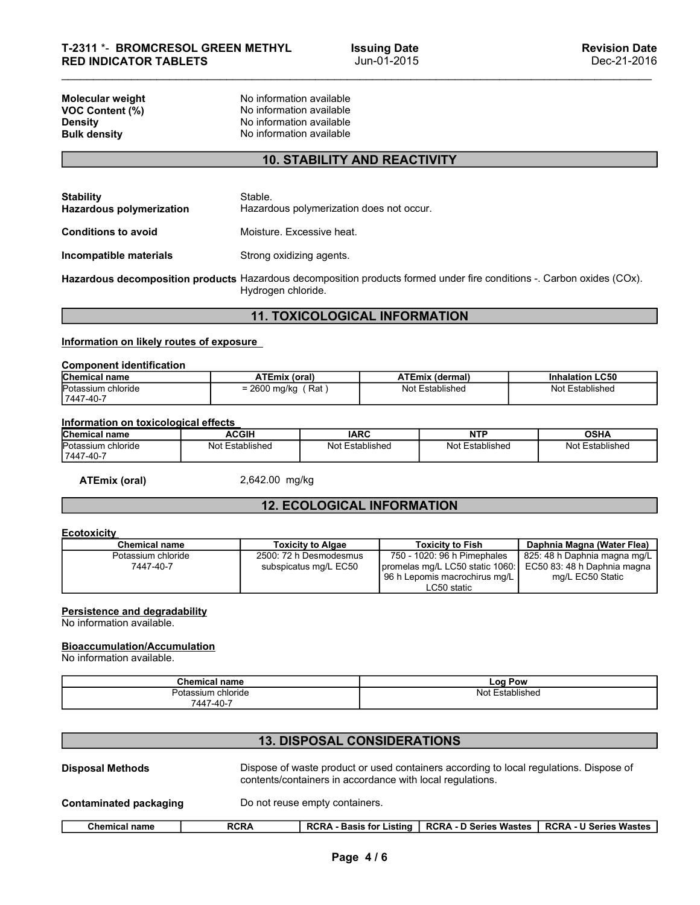| | |
|---|---|
| **Molecular weight** | No information available |
| **VOC Content (%)** | No information available |
| **Density** | No information available |
| **Bulk density** | No information available |

## 10. STABILITY AND REACTIVITY

| | |
|---|---|
| **Stability** | Stable. |
| **Hazardous polymerization** | Hazardous polymerization does not occur. |
| **Conditions to avoid** | Moisture. Excessive heat. |
| **Incompatible materials** | Strong oxidizing agents. |
| **Hazardous decomposition products** | Hazardous decomposition products formed under fire conditions -. Carbon oxides (COx). Hydrogen chloride. |

## 11. TOXICOLOGICAL INFORMATION

**Information on likely routes of exposure**

**Component identification**

| Chemical name | ATEmix (oral) | ATEmix (dermal) | Inhalation LC50 |
|---|---|---|---|
| Potassium chloride 7447-40-7 | = 2600 mg/kg ( Rat ) | Not Established | Not Established |

**Information on toxicological effects**

| Chemical name | ACGIH | IARC | NTP | OSHA |
|---|---|---|---|---|
| Potassium chloride 7447-40-7 | Not Established | Not Established | Not Established | Not Established |

**ATEmix (oral)** 2,642.00 mg/kg

## 12. ECOLOGICAL INFORMATION

**Ecotoxicity**

| Chemical name | Toxicity to Algae | Toxicity to Fish | Daphnia Magna (Water Flea) |
|---|---|---|---|
| Potassium chloride 7447-40-7 | 2500: 72 h Desmodesmus subspicatus mg/L EC50 | 750 - 1020: 96 h Pimephales promelas mg/L LC50 static 1060: 96 h Lepomis macrochirus mg/L LC50 static | 825: 48 h Daphnia magna mg/L EC50 83: 48 h Daphnia magna mg/L EC50 Static |

**Persistence and degradability**
No information available.

**Bioaccumulation/Accumulation**
No information available.

| Chemical name | Log Pow |
|---|---|
| Potassium chloride 7447-40-7 | Not Established |

## 13. DISPOSAL CONSIDERATIONS

| | |
|---|---|
| **Disposal Methods** | Dispose of waste product or used containers according to local regulations. Dispose of contents/containers in accordance with local regulations. |
| **Contaminated packaging** | Do not reuse empty containers. |

| Chemical name | RCRA | RCRA - Basis for Listing | RCRA - D Series Wastes | RCRA - U Series Wastes |
|---|---|---|---|---|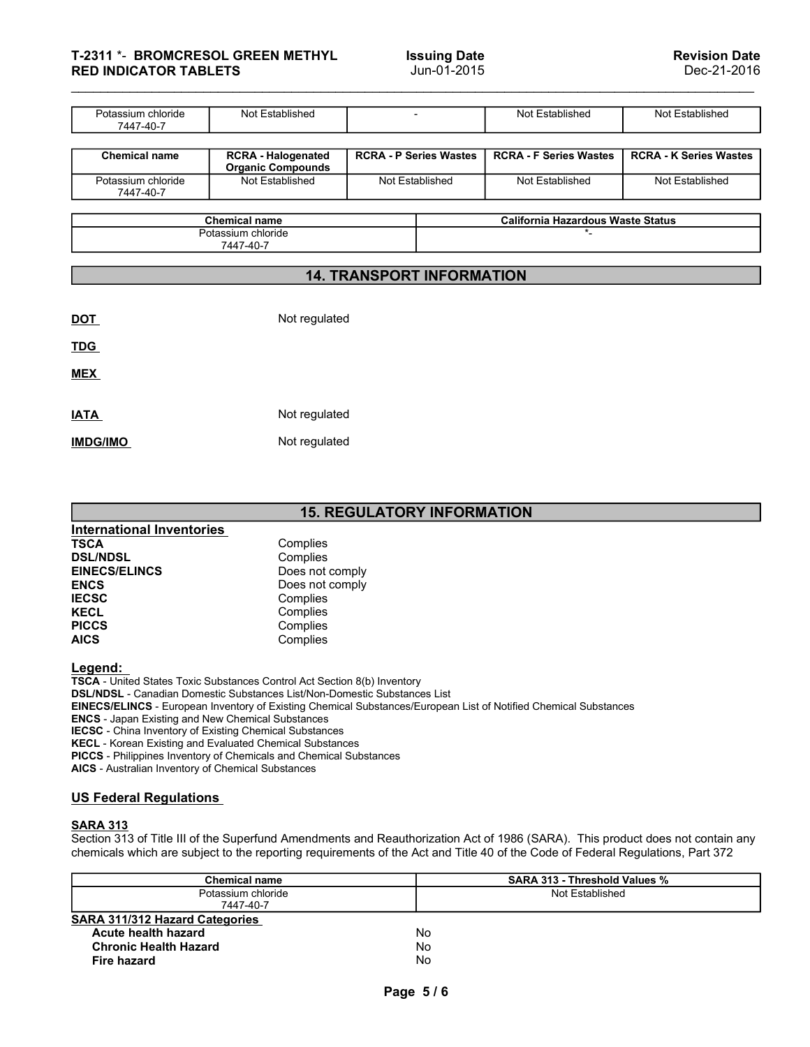| Potassium chloride 7447-40-7 | Not Established | - | Not Established | Not Established |
|---|---|---|---|---|

| Chemical name | RCRA - Halogenated Organic Compounds | RCRA - P Series Wastes | RCRA - F Series Wastes | RCRA - K Series Wastes |
|---|---|---|---|---|
| Potassium chloride 7447-40-7 | Not Established | Not Established | Not Established | Not Established |

| Chemical name | California Hazardous Waste Status |
|---|---|
| Potassium chloride 7447-40-7 | *- |

## 14. TRANSPORT INFORMATION

**DOT** Not regulated

**TDG**

**MEX**

**IATA** Not regulated

**IMDG/IMO** Not regulated

## 15. REGULATORY INFORMATION

### International Inventories

| | |
|---|---|
| **TSCA** | Complies |
| **DSL/NDSL** | Complies |
| **EINECS/ELINCS** | Does not comply |
| **ENCS** | Does not comply |
| **IECSC** | Complies |
| **KECL** | Complies |
| **PICCS** | Complies |
| **AICS** | Complies |

### Legend:

**TSCA** - United States Toxic Substances Control Act Section 8(b) Inventory
**DSL/NDSL** - Canadian Domestic Substances List/Non-Domestic Substances List
**EINECS/ELINCS** - European Inventory of Existing Chemical Substances/European List of Notified Chemical Substances
**ENCS** - Japan Existing and New Chemical Substances
**IECSC** - China Inventory of Existing Chemical Substances
**KECL** - Korean Existing and Evaluated Chemical Substances
**PICCS** - Philippines Inventory of Chemicals and Chemical Substances
**AICS** - Australian Inventory of Chemical Substances

### US Federal Regulations

**SARA 313**

Section 313 of Title III of the Superfund Amendments and Reauthorization Act of 1986 (SARA). This product does not contain any chemicals which are subject to the reporting requirements of the Act and Title 40 of the Code of Federal Regulations, Part 372

| Chemical name | SARA 313 - Threshold Values % |
|---|---|
| Potassium chloride 7447-40-7 | Not Established |

**SARA 311/312 Hazard Categories**

| | |
|---|---|
| **Acute health hazard** | No |
| **Chronic Health Hazard** | No |
| **Fire hazard** | No |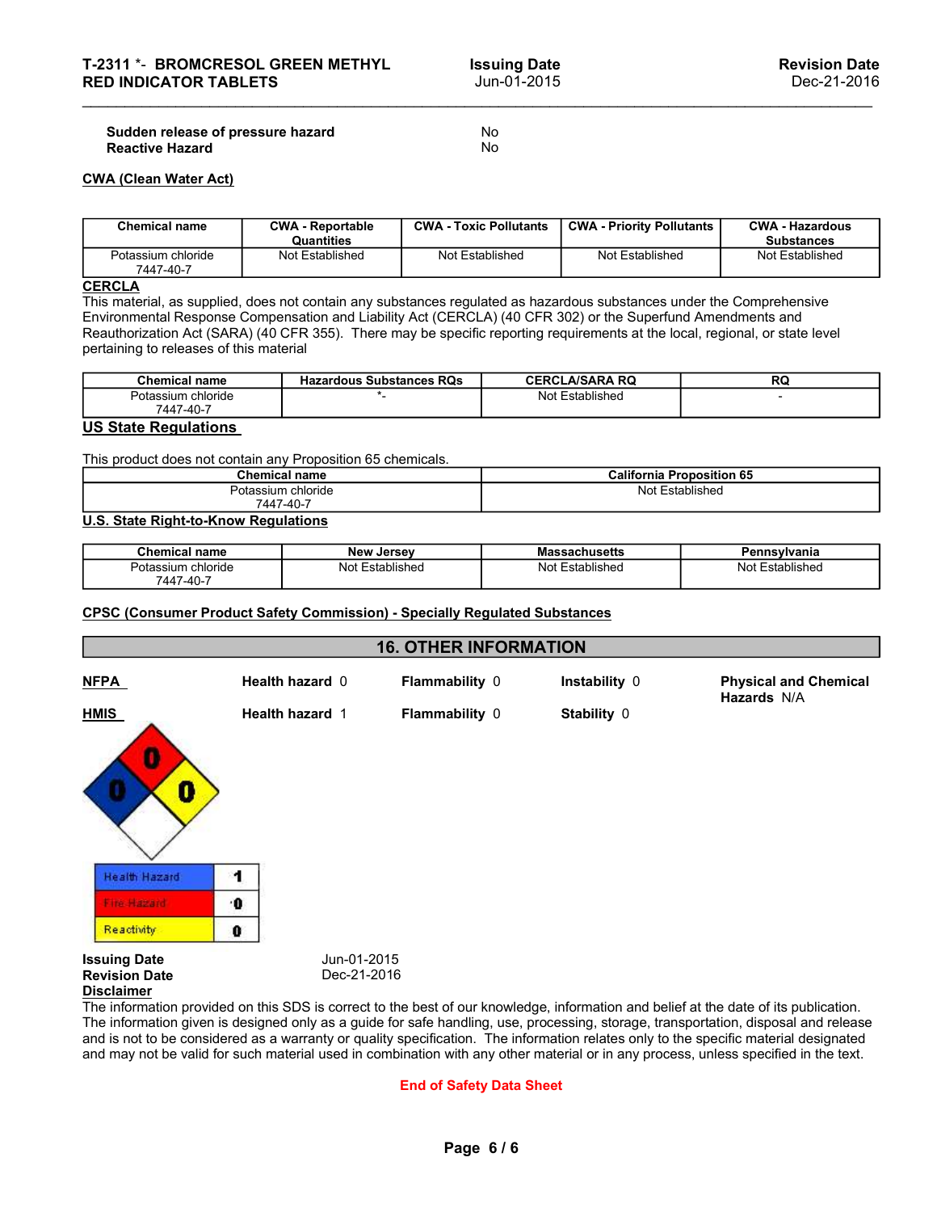| | |
|---|---|
| **Sudden release of pressure hazard** | No |
| **Reactive Hazard** | No |

**CWA (Clean Water Act)**

| Chemical name | CWA - Reportable Quantities | CWA - Toxic Pollutants | CWA - Priority Pollutants | CWA - Hazardous Substances |
|---|---|---|---|---|
| Potassium chloride 7447-40-7 | Not Established | Not Established | Not Established | Not Established |

**CERCLA**

This material, as supplied, does not contain any substances regulated as hazardous substances under the Comprehensive Environmental Response Compensation and Liability Act (CERCLA) (40 CFR 302) or the Superfund Amendments and Reauthorization Act (SARA) (40 CFR 355). There may be specific reporting requirements at the local, regional, or state level pertaining to releases of this material

| Chemical name | Hazardous Substances RQs | CERCLA/SARA RQ | RQ |
|---|---|---|---|
| Potassium chloride 7447-40-7 | *- | Not Established | - |

**US State Regulations**

This product does not contain any Proposition 65 chemicals.

| Chemical name | California Proposition 65 |
|---|---|
| Potassium chloride 7447-40-7 | Not Established |

**U.S. State Right-to-Know Regulations**

| Chemical name | New Jersey | Massachusetts | Pennsylvania |
|---|---|---|---|
| Potassium chloride 7447-40-7 | Not Established | Not Established | Not Established |

**CPSC (Consumer Product Safety Commission) - Specially Regulated Substances**

## 16. OTHER INFORMATION

| | | | | |
|---|---|---|---|---|
| **NFPA** | **Health hazard** 0 | **Flammability** 0 | **Instability** 0 | **Physical and Chemical Hazards** N/A |
| **HMIS** | **Health hazard** 1 | **Flammability** 0 | **Stability** 0 | |

0
0 0

| | |
|---|---|
| Health Hazard | 1 |
| Fire Hazard | 0 |
| Reactivity | 0 |

| | |
|---|---|
| **Issuing Date** | Jun-01-2015 |
| **Revision Date** | Dec-21-2016 |

**Disclaimer**

The information provided on this SDS is correct to the best of our knowledge, information and belief at the date of its publication. The information given is designed only as a guide for safe handling, use, processing, storage, transportation, disposal and release and is not to be considered as a warranty or quality specification. The information relates only to the specific material designated and may not be valid for such material used in combination with any other material or in any process, unless specified in the text.

**End of Safety Data Sheet**